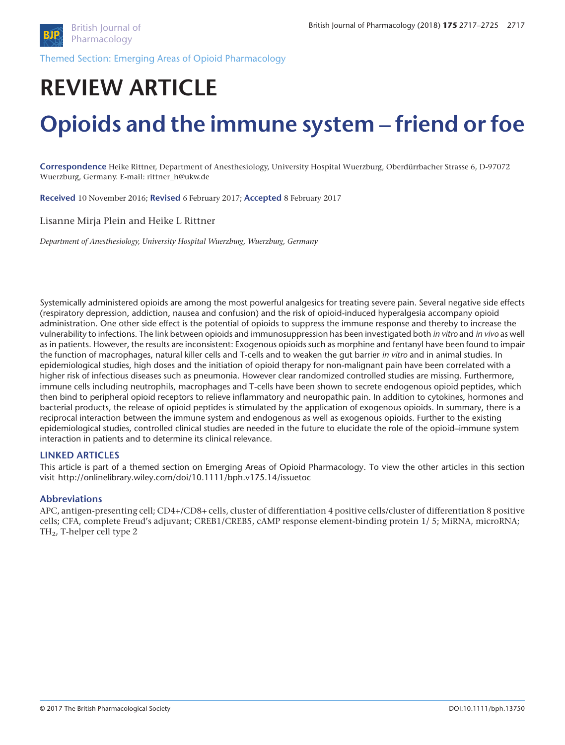Themed Section: Emerging Areas of Opioid Pharmacology

# REVIEW ARTICLE

# Opioids and the immune system – friend or foe

**Correspondence** Heike Rittner, Department of Anesthesiology, University Hospital Wuerzburg, Oberdürrbacher Strasse 6, D-97072 Wuerzburg, Germany. E-mail: rittner_h@ukw.de

**Received** 10 November 2016; **Revised** 6 February 2017; **Accepted** 8 February 2017

Lisanne Mirja Plein and Heike L Rittner

*Department of Anesthesiology, University Hospital Wuerzburg, Wuerzburg, Germany*

Systemically administered opioids are among the most powerful analgesics for treating severe pain. Several negative side effects (respiratory depression, addiction, nausea and confusion) and the risk of opioid-induced hyperalgesia accompany opioid administration. One other side effect is the potential of opioids to suppress the immune response and thereby to increase the vulnerability to infections. The link between opioids and immunosuppression has been investigated both *in vitro* and *in vivo* as well as in patients. However, the results are inconsistent: Exogenous opioids such as morphine and fentanyl have been found to impair the function of macrophages, natural killer cells and T-cells and to weaken the gut barrier *in vitro* and in animal studies. In epidemiological studies, high doses and the initiation of opioid therapy for non-malignant pain have been correlated with a higher risk of infectious diseases such as pneumonia. However clear randomized controlled studies are missing. Furthermore, immune cells including neutrophils, macrophages and T-cells have been shown to secrete endogenous opioid peptides, which then bind to peripheral opioid receptors to relieve inflammatory and neuropathic pain. In addition to cytokines, hormones and bacterial products, the release of opioid peptides is stimulated by the application of exogenous opioids. In summary, there is a reciprocal interaction between the immune system and endogenous as well as exogenous opioids. Further to the existing epidemiological studies, controlled clinical studies are needed in the future to elucidate the role of the opioid–immune system interaction in patients and to determine its clinical relevance.

### LINKED ARTICLES

This article is part of a themed section on Emerging Areas of Opioid Pharmacology. To view the other articles in this section visit http://onlinelibrary.wiley.com/doi/10.1111/bph.v175.14/issuetoc

### Abbreviations

APC, antigen-presenting cell; CD4+/CD8+ cells, cluster of differentiation 4 positive cells/cluster of differentiation 8 positive cells; CFA, complete Freud's adjuvant; CREB1/CREB5, cAMP response element-binding protein 1/ 5; MiRNA, microRNA; $TH_2$, T-helper cell type 2

© 2017 The British Pharmacological Society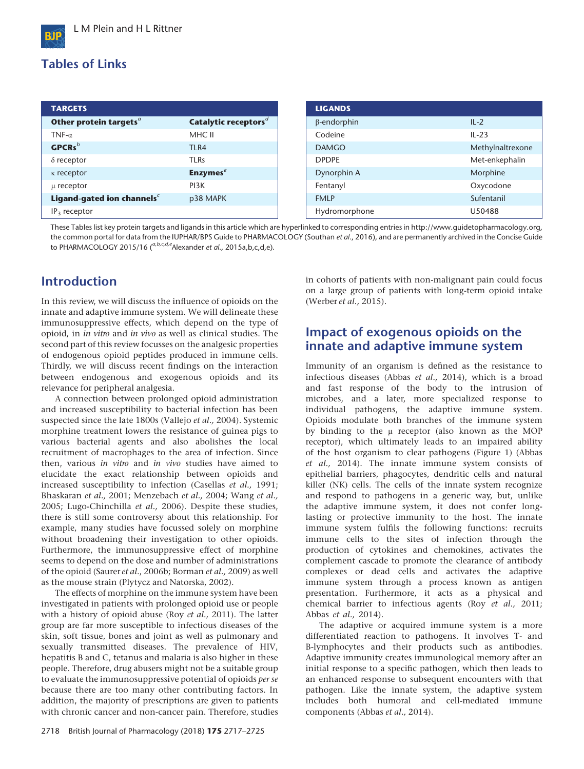## Tables of Links

| TARGETS | |
|---|---|
| **Other protein targets**[a] | **Catalytic receptors**[d] |
| TNF-α | MHC II |
| **GPCRs**[b] | TLR4 |
| δ receptor | TLRs |
| κ receptor | **Enzymes**[e] |
| μ receptor | PI3K |
| **Ligand-gated ion channels**[c] | p38 MAPK |
| $IP_3$ receptor | |

| LIGANDS | |
|---|---|
| β-endorphin | IL-2 |
| Codeine | IL-23 |
| DAMGO | Methylnaltrexone |
| DPDPE | Met-enkephalin |
| Dynorphin A | Morphine |
| Fentanyl | Oxycodone |
| FMLP | Sufentanil |
| Hydromorphone | U50488 |

These Tables list key protein targets and ligands in this article which are hyperlinked to corresponding entries in http://www.guidetopharmacology.org, the common portal for data from the IUPHAR/BPS Guide to PHARMACOLOGY (Southan *et al.,* 2016), and are permanently archived in the Concise Guide to PHARMACOLOGY 2015/16 ([a,b,c,d,e]Alexander *et al.,* 2015a,b,c,d,e).

## Introduction

In this review, we will discuss the influence of opioids on the innate and adaptive immune system. We will delineate these immunosuppressive effects, which depend on the type of opioid, in *in vitro* and *in vivo* as well as clinical studies. The second part of this review focusses on the analgesic properties of endogenous opioid peptides produced in immune cells. Thirdly, we will discuss recent findings on the interaction between endogenous and exogenous opioids and its relevance for peripheral analgesia.

A connection between prolonged opioid administration and increased susceptibility to bacterial infection has been suspected since the late 1800s (Vallejo *et al.,* 2004). Systemic morphine treatment lowers the resistance of guinea pigs to various bacterial agents and also abolishes the local recruitment of macrophages to the area of infection. Since then, various *in vitro* and *in vivo* studies have aimed to elucidate the exact relationship between opioids and increased susceptibility to infection (Casellas *et al.,* 1991; Bhaskaran *et al.,* 2001; Menzebach *et al.,* 2004; Wang *et al.,* 2005; Lugo-Chinchilla *et al.,* 2006). Despite these studies, there is still some controversy about this relationship. For example, many studies have focussed solely on morphine without broadening their investigation to other opioids. Furthermore, the immunosuppressive effect of morphine seems to depend on the dose and number of administrations of the opioid (Saurer *et al.,* 2006b; Borman *et al.,* 2009) as well as the mouse strain (Plytycz and Natorska, 2002).

The effects of morphine on the immune system have been investigated in patients with prolonged opioid use or people with a history of opioid abuse (Roy *et al.,* 2011). The latter group are far more susceptible to infectious diseases of the skin, soft tissue, bones and joint as well as pulmonary and sexually transmitted diseases. The prevalence of HIV, hepatitis B and C, tetanus and malaria is also higher in these people. Therefore, drug abusers might not be a suitable group to evaluate the immunosuppressive potential of opioids *per se* because there are too many other contributing factors. In addition, the majority of prescriptions are given to patients with chronic cancer and non-cancer pain. Therefore, studies in cohorts of patients with non-malignant pain could focus on a large group of patients with long-term opioid intake (Werber *et al.,* 2015).

## Impact of exogenous opioids on the innate and adaptive immune system

Immunity of an organism is defined as the resistance to infectious diseases (Abbas *et al.,* 2014), which is a broad and fast response of the body to the intrusion of microbes, and a later, more specialized response to individual pathogens, the adaptive immune system. Opioids modulate both branches of the immune system by binding to the μ receptor (also known as the MOP receptor), which ultimately leads to an impaired ability of the host organism to clear pathogens (Figure 1) (Abbas *et al.,* 2014). The innate immune system consists of epithelial barriers, phagocytes, dendritic cells and natural killer (NK) cells. The cells of the innate system recognize and respond to pathogens in a generic way, but, unlike the adaptive immune system, it does not confer long-lasting or protective immunity to the host. The innate immune system fulfils the following functions: recruits immune cells to the sites of infection through the production of cytokines and chemokines, activates the complement cascade to promote the clearance of antibody complexes or dead cells and activates the adaptive immune system through a process known as antigen presentation. Furthermore, it acts as a physical and chemical barrier to infectious agents (Roy *et al.,* 2011; Abbas *et al.,* 2014).

The adaptive or acquired immune system is a more differentiated reaction to pathogens. It involves T- and B-lymphocytes and their products such as antibodies. Adaptive immunity creates immunological memory after an initial response to a specific pathogen, which then leads to an enhanced response to subsequent encounters with that pathogen. Like the innate system, the adaptive system includes both humoral and cell-mediated immune components (Abbas *et al.,* 2014).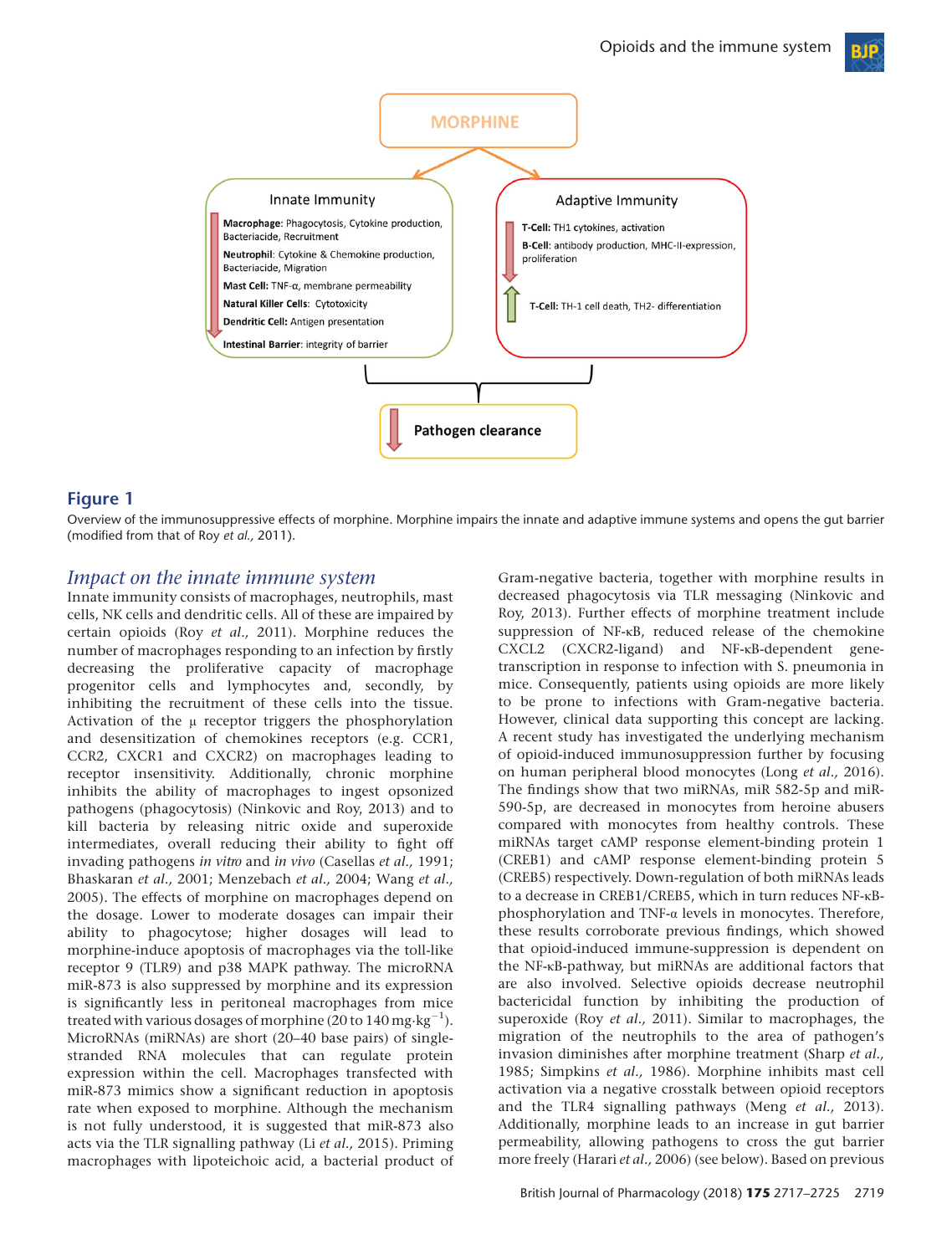MORPHINE

Innate Immunity

**Macrophage**: Phagocytosis, Cytokine production, Bacteriacide, Recruitment

**Neutrophil**: Cytokine & Chemokine production, Bacteriacide, Migration

**Mast Cell**: TNF-α, membrane permeability

**Natural Killer Cells**: Cytotoxicity

**Dendritic Cell**: Antigen presentation

**Intestinal Barrier**: integrity of barrier

Adaptive Immunity

**T-Cell**: TH1 cytokines, activation

**B-Cell**: antibody production, MHC-II-expression, proliferation

**T-Cell**: TH-1 cell death, TH2- differentiation

**Pathogen clearance**

**Figure 1**

Overview of the immunosuppressive effects of morphine. Morphine impairs the innate and adaptive immune systems and opens the gut barrier (modified from that of Roy *et al.,* 2011).

## *Impact on the innate immune system*

Innate immunity consists of macrophages, neutrophils, mast cells, NK cells and dendritic cells. All of these are impaired by certain opioids (Roy *et al.,* 2011). Morphine reduces the number of macrophages responding to an infection by firstly decreasing the proliferative capacity of macrophage progenitor cells and lymphocytes and, secondly, by inhibiting the recruitment of these cells into the tissue. Activation of the μ receptor triggers the phosphorylation and desensitization of chemokines receptors (e.g. CCR1, CCR2, CXCR1 and CXCR2) on macrophages leading to receptor insensitivity. Additionally, chronic morphine inhibits the ability of macrophages to ingest opsonized pathogens (phagocytosis) (Ninkovic and Roy, 2013) and to kill bacteria by releasing nitric oxide and superoxide intermediates, overall reducing their ability to fight off invading pathogens *in vitro* and *in vivo* (Casellas *et al.,* 1991; Bhaskaran *et al.,* 2001; Menzebach *et al.,* 2004; Wang *et al.,* 2005). The effects of morphine on macrophages depend on the dosage. Lower to moderate dosages can impair their ability to phagocytose; higher dosages will lead to morphine-induce apoptosis of macrophages via the toll-like receptor 9 (TLR9) and p38 MAPK pathway. The microRNA miR-873 is also suppressed by morphine and its expression is significantly less in peritoneal macrophages from mice treated with various dosages of morphine (20 to 140 $mg \cdot kg^{-1}$). MicroRNAs (miRNAs) are short (20–40 base pairs) of single-stranded RNA molecules that can regulate protein expression within the cell. Macrophages transfected with miR-873 mimics show a significant reduction in apoptosis rate when exposed to morphine. Although the mechanism is not fully understood, it is suggested that miR-873 also acts via the TLR signalling pathway (Li *et al.,* 2015). Priming macrophages with lipoteichoic acid, a bacterial product of Gram-negative bacteria, together with morphine results in decreased phagocytosis via TLR messaging (Ninkovic and Roy, 2013). Further effects of morphine treatment include suppression of NF-κB, reduced release of the chemokine CXCL2 (CXCR2-ligand) and NF-κB-dependent gene-transcription in response to infection with S. pneumonia in mice. Consequently, patients using opioids are more likely to be prone to infections with Gram-negative bacteria. However, clinical data supporting this concept are lacking. A recent study has investigated the underlying mechanism of opioid-induced immunosuppression further by focusing on human peripheral blood monocytes (Long *et al.,* 2016). The findings show that two miRNAs, miR 582-5p and miR-590-5p, are decreased in monocytes from heroine abusers compared with monocytes from healthy controls. These miRNAs target cAMP response element-binding protein 1 (CREB1) and cAMP response element-binding protein 5 (CREB5) respectively. Down-regulation of both miRNAs leads to a decrease in CREB1/CREB5, which in turn reduces NF-κB-phosphorylation and TNF-α levels in monocytes. Therefore, these results corroborate previous findings, which showed that opioid-induced immune-suppression is dependent on the NF-κB-pathway, but miRNAs are additional factors that are also involved. Selective opioids decrease neutrophil bactericidal function by inhibiting the production of superoxide (Roy *et al.,* 2011). Similar to macrophages, the migration of the neutrophils to the area of pathogen's invasion diminishes after morphine treatment (Sharp *et al.,* 1985; Simpkins *et al.,* 1986). Morphine inhibits mast cell activation via a negative crosstalk between opioid receptors and the TLR4 signalling pathways (Meng *et al.,* 2013). Additionally, morphine leads to an increase in gut barrier permeability, allowing pathogens to cross the gut barrier more freely (Harari *et al.,* 2006) (see below). Based on previous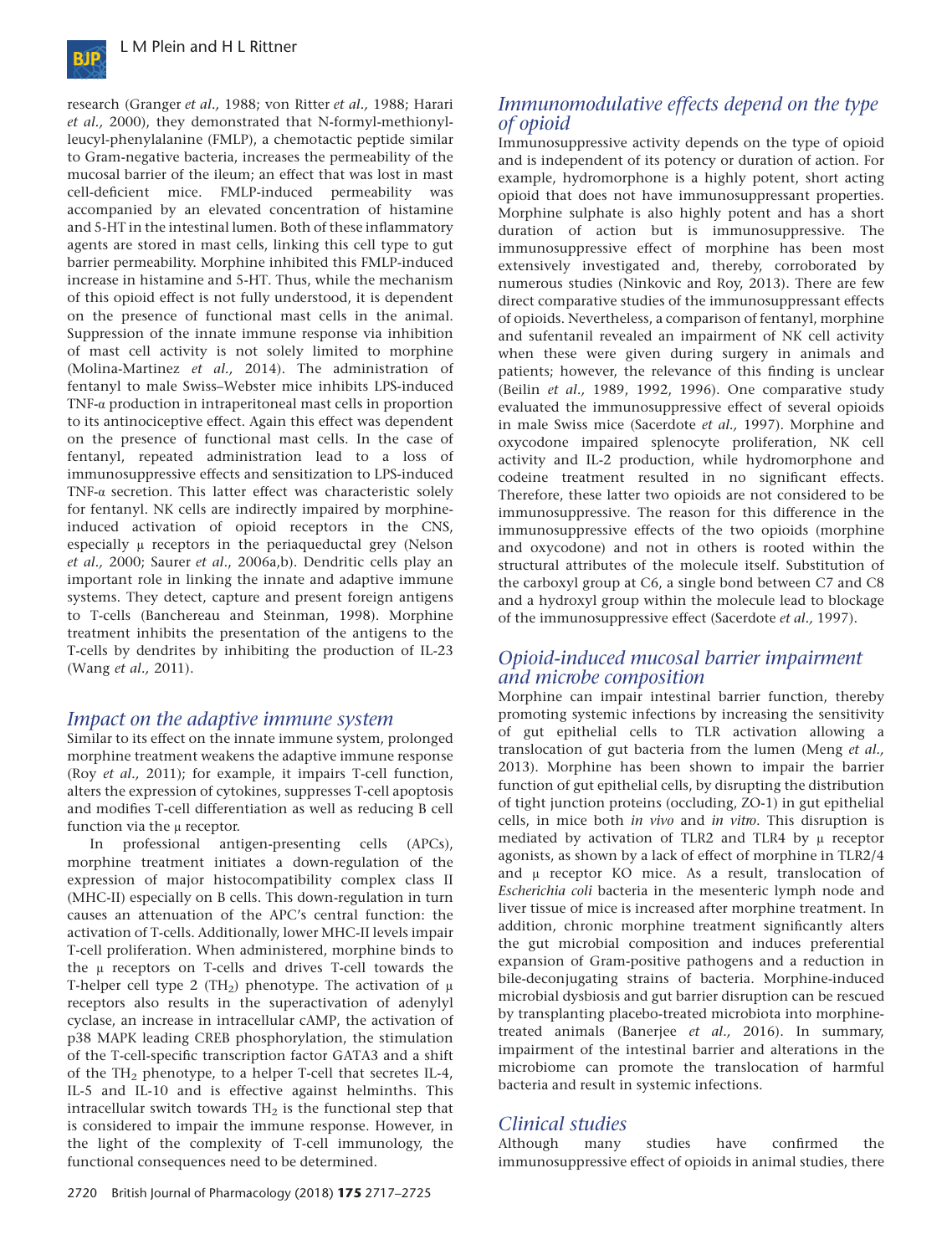research (Granger *et al.,* 1988; von Ritter *et al.,* 1988; Harari *et al.,* 2000), they demonstrated that N-formyl-methionyl-leucyl-phenylalanine (FMLP), a chemotactic peptide similar to Gram-negative bacteria, increases the permeability of the mucosal barrier of the ileum; an effect that was lost in mast cell-deficient mice. FMLP-induced permeability was accompanied by an elevated concentration of histamine and 5-HT in the intestinal lumen. Both of these inflammatory agents are stored in mast cells, linking this cell type to gut barrier permeability. Morphine inhibited this FMLP-induced increase in histamine and 5-HT. Thus, while the mechanism of this opioid effect is not fully understood, it is dependent on the presence of functional mast cells in the animal. Suppression of the innate immune response via inhibition of mast cell activity is not solely limited to morphine (Molina-Martinez *et al.,* 2014). The administration of fentanyl to male Swiss–Webster mice inhibits LPS-induced TNF-α production in intraperitoneal mast cells in proportion to its antinociceptive effect. Again this effect was dependent on the presence of functional mast cells. In the case of fentanyl, repeated administration lead to a loss of immunosuppressive effects and sensitization to LPS-induced TNF-α secretion. This latter effect was characteristic solely for fentanyl. NK cells are indirectly impaired by morphine-induced activation of opioid receptors in the CNS, especially μ receptors in the periaqueductal grey (Nelson *et al.,* 2000; Saurer *et al.*, 2006a,b). Dendritic cells play an important role in linking the innate and adaptive immune systems. They detect, capture and present foreign antigens to T-cells (Banchereau and Steinman, 1998). Morphine treatment inhibits the presentation of the antigens to the T-cells by dendrites by inhibiting the production of IL-23 (Wang *et al.,* 2011).

## Impact on the adaptive immune system

Similar to its effect on the innate immune system, prolonged morphine treatment weakens the adaptive immune response (Roy *et al.,* 2011); for example, it impairs T-cell function, alters the expression of cytokines, suppresses T-cell apoptosis and modifies T-cell differentiation as well as reducing B cell function via the μ receptor.

In professional antigen-presenting cells (APCs), morphine treatment initiates a down-regulation of the expression of major histocompatibility complex class II (MHC-II) especially on B cells. This down-regulation in turn causes an attenuation of the APC's central function: the activation of T-cells. Additionally, lower MHC-II levels impair T-cell proliferation. When administered, morphine binds to the μ receptors on T-cells and drives T-cell towards the T-helper cell type 2 ($TH_2$) phenotype. The activation of μ receptors also results in the superactivation of adenylyl cyclase, an increase in intracellular cAMP, the activation of p38 MAPK leading CREB phosphorylation, the stimulation of the T-cell-specific transcription factor GATA3 and a shift of the $TH_2$ phenotype, to a helper T-cell that secretes IL-4, IL-5 and IL-10 and is effective against helminths. This intracellular switch towards $TH_2$ is the functional step that is considered to impair the immune response. However, in the light of the complexity of T-cell immunology, the functional consequences need to be determined.

## Immunomodulative effects depend on the type of opioid

Immunosuppressive activity depends on the type of opioid and is independent of its potency or duration of action. For example, hydromorphone is a highly potent, short acting opioid that does not have immunosuppressant properties. Morphine sulphate is also highly potent and has a short duration of action but is immunosuppressive. The immunosuppressive effect of morphine has been most extensively investigated and, thereby, corroborated by numerous studies (Ninkovic and Roy, 2013). There are few direct comparative studies of the immunosuppressant effects of opioids. Nevertheless, a comparison of fentanyl, morphine and sufentanil revealed an impairment of NK cell activity when these were given during surgery in animals and patients; however, the relevance of this finding is unclear (Beilin *et al.,* 1989, 1992, 1996). One comparative study evaluated the immunosuppressive effect of several opioids in male Swiss mice (Sacerdote *et al.,* 1997). Morphine and oxycodone impaired splenocyte proliferation, NK cell activity and IL-2 production, while hydromorphone and codeine treatment resulted in no significant effects. Therefore, these latter two opioids are not considered to be immunosuppressive. The reason for this difference in the immunosuppressive effects of the two opioids (morphine and oxycodone) and not in others is rooted within the structural attributes of the molecule itself. Substitution of the carboxyl group at C6, a single bond between C7 and C8 and a hydroxyl group within the molecule lead to blockage of the immunosuppressive effect (Sacerdote *et al.,* 1997).

## Opioid-induced mucosal barrier impairment and microbe composition

Morphine can impair intestinal barrier function, thereby promoting systemic infections by increasing the sensitivity of gut epithelial cells to TLR activation allowing a translocation of gut bacteria from the lumen (Meng *et al.,* 2013). Morphine has been shown to impair the barrier function of gut epithelial cells, by disrupting the distribution of tight junction proteins (occluding, ZO-1) in gut epithelial cells, in mice both *in vivo* and *in vitro*. This disruption is mediated by activation of TLR2 and TLR4 by μ receptor agonists, as shown by a lack of effect of morphine in TLR2/4 and μ receptor KO mice. As a result, translocation of *Escherichia coli* bacteria in the mesenteric lymph node and liver tissue of mice is increased after morphine treatment. In addition, chronic morphine treatment significantly alters the gut microbial composition and induces preferential expansion of Gram-positive pathogens and a reduction in bile-deconjugating strains of bacteria. Morphine-induced microbial dysbiosis and gut barrier disruption can be rescued by transplanting placebo-treated microbiota into morphine-treated animals (Banerjee *et al.,* 2016). In summary, impairment of the intestinal barrier and alterations in the microbiome can promote the translocation of harmful bacteria and result in systemic infections.

## Clinical studies

Although many studies have confirmed the immunosuppressive effect of opioids in animal studies, there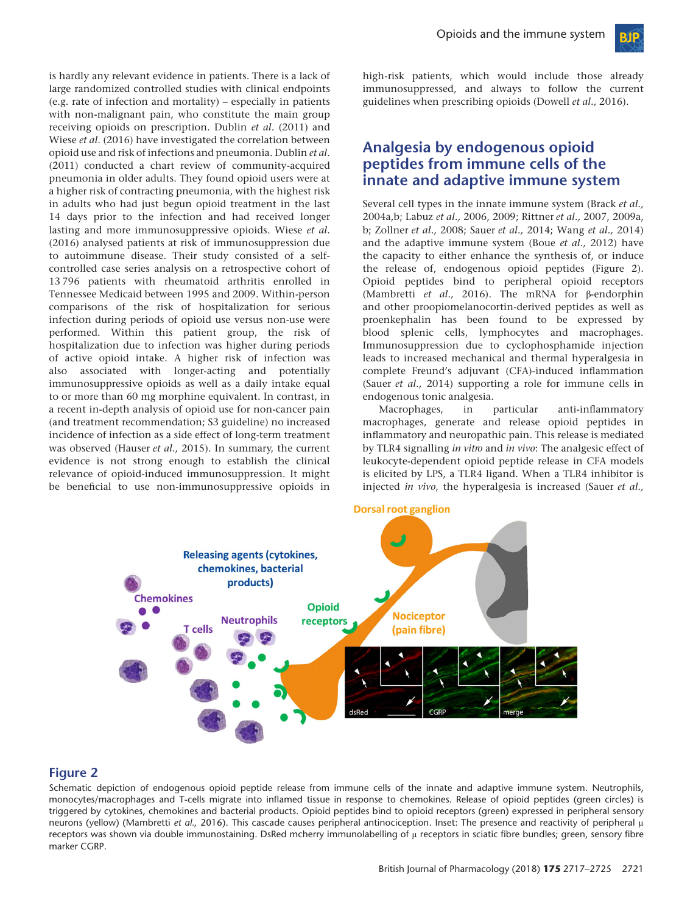is hardly any relevant evidence in patients. There is a lack of large randomized controlled studies with clinical endpoints (e.g. rate of infection and mortality) – especially in patients with non-malignant pain, who constitute the main group receiving opioids on prescription. Dublin *et al*. (2011) and Wiese *et al*. (2016) have investigated the correlation between opioid use and risk of infections and pneumonia. Dublin *et al*. (2011) conducted a chart review of community-acquired pneumonia in older adults. They found opioid users were at a higher risk of contracting pneumonia, with the highest risk in adults who had just begun opioid treatment in the last 14 days prior to the infection and had received longer lasting and more immunosuppressive opioids. Wiese *et al*. (2016) analysed patients at risk of immunosuppression due to autoimmune disease. Their study consisted of a self-controlled case series analysis on a retrospective cohort of 13 796 patients with rheumatoid arthritis enrolled in Tennessee Medicaid between 1995 and 2009. Within-person comparisons of the risk of hospitalization for serious infection during periods of opioid use versus non-use were performed. Within this patient group, the risk of hospitalization due to infection was higher during periods of active opioid intake. A higher risk of infection was also associated with longer-acting and potentially immunosuppressive opioids as well as a daily intake equal to or more than 60 mg morphine equivalent. In contrast, in a recent in-depth analysis of opioid use for non-cancer pain (and treatment recommendation; S3 guideline) no increased incidence of infection as a side effect of long-term treatment was observed (Hauser *et al.,* 2015). In summary, the current evidence is not strong enough to establish the clinical relevance of opioid-induced immunosuppression. It might be beneficial to use non-immunosuppressive opioids in high-risk patients, which would include those already immunosuppressed, and always to follow the current guidelines when prescribing opioids (Dowell *et al.,* 2016).

## Analgesia by endogenous opioid peptides from immune cells of the innate and adaptive immune system

Several cell types in the innate immune system (Brack *et al.,* 2004a,b; Labuz *et al.,* 2006, 2009; Rittner *et al.,* 2007, 2009a, b; Zollner *et al.,* 2008; Sauer *et al.,* 2014; Wang *et al.,* 2014) and the adaptive immune system (Boue *et al.,* 2012) have the capacity to either enhance the synthesis of, or induce the release of, endogenous opioid peptides (Figure 2). Opioid peptides bind to peripheral opioid receptors (Mambretti *et al.,* 2016). The mRNA for β-endorphin and other proopiomelanocortin-derived peptides as well as proenkephalin has been found to be expressed by blood splenic cells, lymphocytes and macrophages. Immunosuppression due to cyclophosphamide injection leads to increased mechanical and thermal hyperalgesia in complete Freund's adjuvant (CFA)-induced inflammation (Sauer *et al.,* 2014) supporting a role for immune cells in endogenous tonic analgesia.

Macrophages, in particular anti-inflammatory macrophages, generate and release opioid peptides in inflammatory and neuropathic pain. This release is mediated by TLR4 signalling *in vitro* and *in vivo*: The analgesic effect of leukocyte-dependent opioid peptide release in CFA models is elicited by LPS, a TLR4 ligand. When a TLR4 inhibitor is injected *in vivo*, the hyperalgesia is increased (Sauer *et al.,*

**Figure 2**

Schematic depiction of endogenous opioid peptide release from immune cells of the innate and adaptive immune system. Neutrophils, monocytes/macrophages and T-cells migrate into inflamed tissue in response to chemokines. Release of opioid peptides (green circles) is triggered by cytokines, chemokines and bacterial products. Opioid peptides bind to opioid receptors (green) expressed in peripheral sensory neurons (yellow) (Mambretti *et al.,* 2016). This cascade causes peripheral antinociception. Inset: The presence and reactivity of peripheral μ receptors was shown via double immunostaining. DsRed mcherry immunolabelling of μ receptors in sciatic fibre bundles; green, sensory fibre marker CGRP.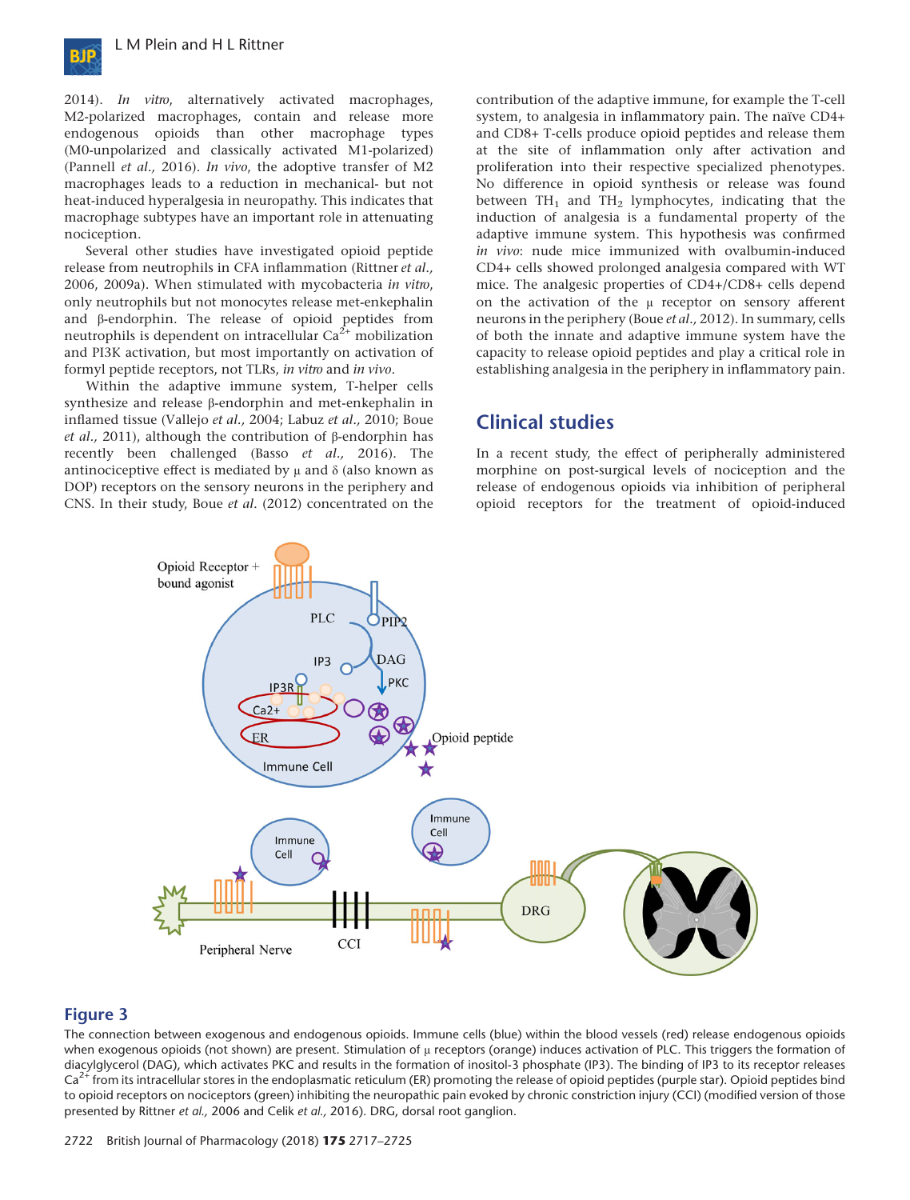2014). *In vitro*, alternatively activated macrophages, M2-polarized macrophages, contain and release more endogenous opioids than other macrophage types (M0-unpolarized and classically activated M1-polarized) (Pannell *et al.,* 2016). *In vivo*, the adoptive transfer of M2 macrophages leads to a reduction in mechanical- but not heat-induced hyperalgesia in neuropathy. This indicates that macrophage subtypes have an important role in attenuating nociception.

Several other studies have investigated opioid peptide release from neutrophils in CFA inflammation (Rittner *et al.,* 2006, 2009a). When stimulated with mycobacteria *in vitro*, only neutrophils but not monocytes release met-enkephalin and β-endorphin. The release of opioid peptides from neutrophils is dependent on intracellular $Ca^{2+}$ mobilization and PI3K activation, but most importantly on activation of formyl peptide receptors, not TLRs, *in vitro* and *in vivo*.

Within the adaptive immune system, T-helper cells synthesize and release β-endorphin and met-enkephalin in inflamed tissue (Vallejo *et al.,* 2004; Labuz *et al.,* 2010; Boue *et al.,* 2011), although the contribution of β-endorphin has recently been challenged (Basso *et al.,* 2016). The antinociceptive effect is mediated by μ and δ (also known as DOP) receptors on the sensory neurons in the periphery and CNS. In their study, Boue *et al.* (2012) concentrated on the contribution of the adaptive immune, for example the T-cell system, to analgesia in inflammatory pain. The naïve CD4+ and CD8+ T-cells produce opioid peptides and release them at the site of inflammation only after activation and proliferation into their respective specialized phenotypes. No difference in opioid synthesis or release was found between $TH_1$ and $TH_2$ lymphocytes, indicating that the induction of analgesia is a fundamental property of the adaptive immune system. This hypothesis was confirmed *in vivo*: nude mice immunized with ovalbumin-induced CD4+ cells showed prolonged analgesia compared with WT mice. The analgesic properties of CD4+/CD8+ cells depend on the activation of the μ receptor on sensory afferent neurons in the periphery (Boue *et al.,* 2012). In summary, cells of both the innate and adaptive immune system have the capacity to release opioid peptides and play a critical role in establishing analgesia in the periphery in inflammatory pain.

## Clinical studies

In a recent study, the effect of peripherally administered morphine on post-surgical levels of nociception and the release of endogenous opioids via inhibition of peripheral opioid receptors for the treatment of opioid-induced

**Figure 3**

The connection between exogenous and endogenous opioids. Immune cells (blue) within the blood vessels (red) release endogenous opioids when exogenous opioids (not shown) are present. Stimulation of μ receptors (orange) induces activation of PLC. This triggers the formation of diacylglycerol (DAG), which activates PKC and results in the formation of inositol-3 phosphate (IP3). The binding of IP3 to its receptor releases $Ca^{2+}$ from its intracellular stores in the endoplasmatic reticulum (ER) promoting the release of opioid peptides (purple star). Opioid peptides bind to opioid receptors on nociceptors (green) inhibiting the neuropathic pain evoked by chronic constriction injury (CCI) (modified version of those presented by Rittner *et al.,* 2006 and Celik *et al.,* 2016). DRG, dorsal root ganglion.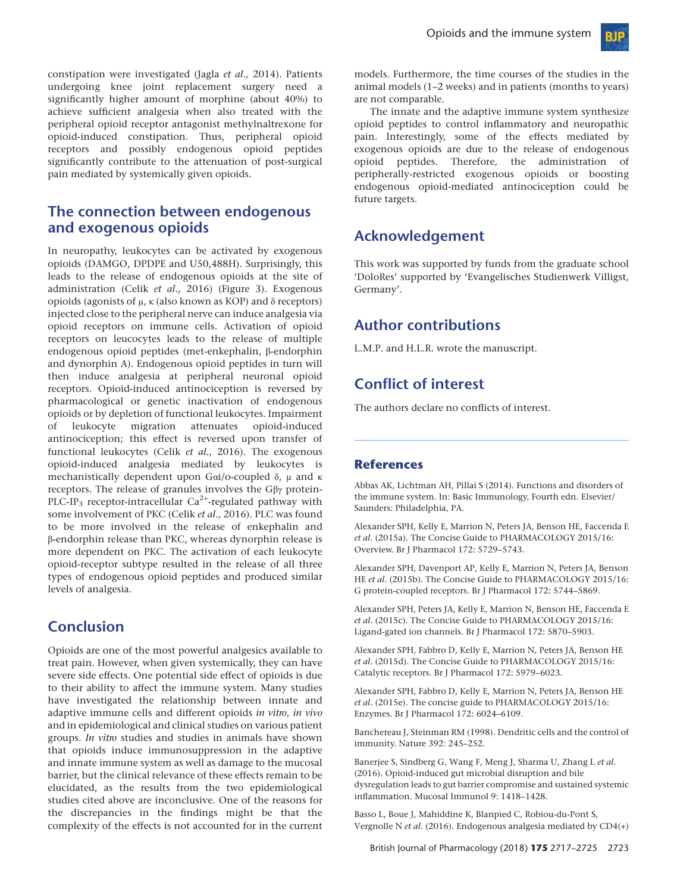constipation were investigated (Jagla *et al.,* 2014). Patients undergoing knee joint replacement surgery need a significantly higher amount of morphine (about 40%) to achieve sufficient analgesia when also treated with the peripheral opioid receptor antagonist methylnaltrexone for opioid-induced constipation. Thus, peripheral opioid receptors and possibly endogenous opioid peptides significantly contribute to the attenuation of post-surgical pain mediated by systemically given opioids.

## The connection between endogenous and exogenous opioids

In neuropathy, leukocytes can be activated by exogenous opioids (DAMGO, DPDPE and U50,488H). Surprisingly, this leads to the release of endogenous opioids at the site of administration (Celik *et al.,* 2016) (Figure 3). Exogenous opioids (agonists of μ, κ (also known as KOP) and δ receptors) injected close to the peripheral nerve can induce analgesia via opioid receptors on immune cells. Activation of opioid receptors on leucocytes leads to the release of multiple endogenous opioid peptides (met-enkephalin, β-endorphin and dynorphin A). Endogenous opioid peptides in turn will then induce analgesia at peripheral neuronal opioid receptors. Opioid-induced antinociception is reversed by pharmacological or genetic inactivation of endogenous opioids or by depletion of functional leukocytes. Impairment of leukocyte migration attenuates opioid-induced antinociception; this effect is reversed upon transfer of functional leukocytes (Celik *et al.*, 2016). The exogenous opioid-induced analgesia mediated by leukocytes is mechanistically dependent upon Gαi/o-coupled δ, μ and κ receptors. The release of granules involves the Gβγ protein-PLC-$IP_3$ receptor-intracellular $Ca^{2+}$-regulated pathway with some involvement of PKC (Celik *et al.,* 2016). PLC was found to be more involved in the release of enkephalin and β-endorphin release than PKC, whereas dynorphin release is more dependent on PKC. The activation of each leukocyte opioid-receptor subtype resulted in the release of all three types of endogenous opioid peptides and produced similar levels of analgesia.

## Conclusion

Opioids are one of the most powerful analgesics available to treat pain. However, when given systemically, they can have severe side effects. One potential side effect of opioids is due to their ability to affect the immune system. Many studies have investigated the relationship between innate and adaptive immune cells and different opioids *in vitro*, *in vivo* and in epidemiological and clinical studies on various patient groups. *In vitro* studies and studies in animals have shown that opioids induce immunosuppression in the adaptive and innate immune system as well as damage to the mucosal barrier, but the clinical relevance of these effects remain to be elucidated, as the results from the two epidemiological studies cited above are inconclusive. One of the reasons for the discrepancies in the findings might be that the complexity of the effects is not accounted for in the current models. Furthermore, the time courses of the studies in the animal models (1–2 weeks) and in patients (months to years) are not comparable.

The innate and the adaptive immune system synthesize opioid peptides to control inflammatory and neuropathic pain. Interestingly, some of the effects mediated by exogenous opioids are due to the release of endogenous opioid peptides. Therefore, the administration of peripherally-restricted exogenous opioids or boosting endogenous opioid-mediated antinociception could be future targets.

## Acknowledgement

This work was supported by funds from the graduate school 'DoloRes' supported by 'Evangelisches Studienwerk Villigst, Germany'.

## Author contributions

L.M.P. and H.L.R. wrote the manuscript.

## Conflict of interest

The authors declare no conflicts of interest.

## References

Abbas AK, Lichtman AH, Pillai S (2014). Functions and disorders of the immune system. In: Basic Immunology, Fourth edn. Elsevier/Saunders: Philadelphia, PA.

Alexander SPH, Kelly E, Marrion N, Peters JA, Benson HE, Faccenda E *et al*. (2015a). The Concise Guide to PHARMACOLOGY 2015/16: Overview. Br J Pharmacol 172: 5729–5743.

Alexander SPH, Davenport AP, Kelly E, Marrion N, Peters JA, Benson HE *et al*. (2015b). The Concise Guide to PHARMACOLOGY 2015/16: G protein-coupled receptors. Br J Pharmacol 172: 5744–5869.

Alexander SPH, Peters JA, Kelly E, Marrion N, Benson HE, Faccenda E *et al*. (2015c). The Concise Guide to PHARMACOLOGY 2015/16: Ligand-gated ion channels. Br J Pharmacol 172: 5870–5903.

Alexander SPH, Fabbro D, Kelly E, Marrion N, Peters JA, Benson HE *et al*. (2015d). The Concise Guide to PHARMACOLOGY 2015/16: Catalytic receptors. Br J Pharmacol 172: 5979–6023.

Alexander SPH, Fabbro D, Kelly E, Marrion N, Peters JA, Benson HE *et al*. (2015e). The concise guide to PHARMACOLOGY 2015/16: Enzymes. Br J Pharmacol 172: 6024–6109.

Banchereau J, Steinman RM (1998). Dendritic cells and the control of immunity. Nature 392: 245–252.

Banerjee S, Sindberg G, Wang F, Meng J, Sharma U, Zhang L *et al*. (2016). Opioid-induced gut microbial disruption and bile dysregulation leads to gut barrier compromise and sustained systemic inflammation. Mucosal Immunol 9: 1418–1428.

Basso L, Boue J, Mahiddine K, Blanpied C, Robiou-du-Pont S, Vergnolle N *et al*. (2016). Endogenous analgesia mediated by CD4(+)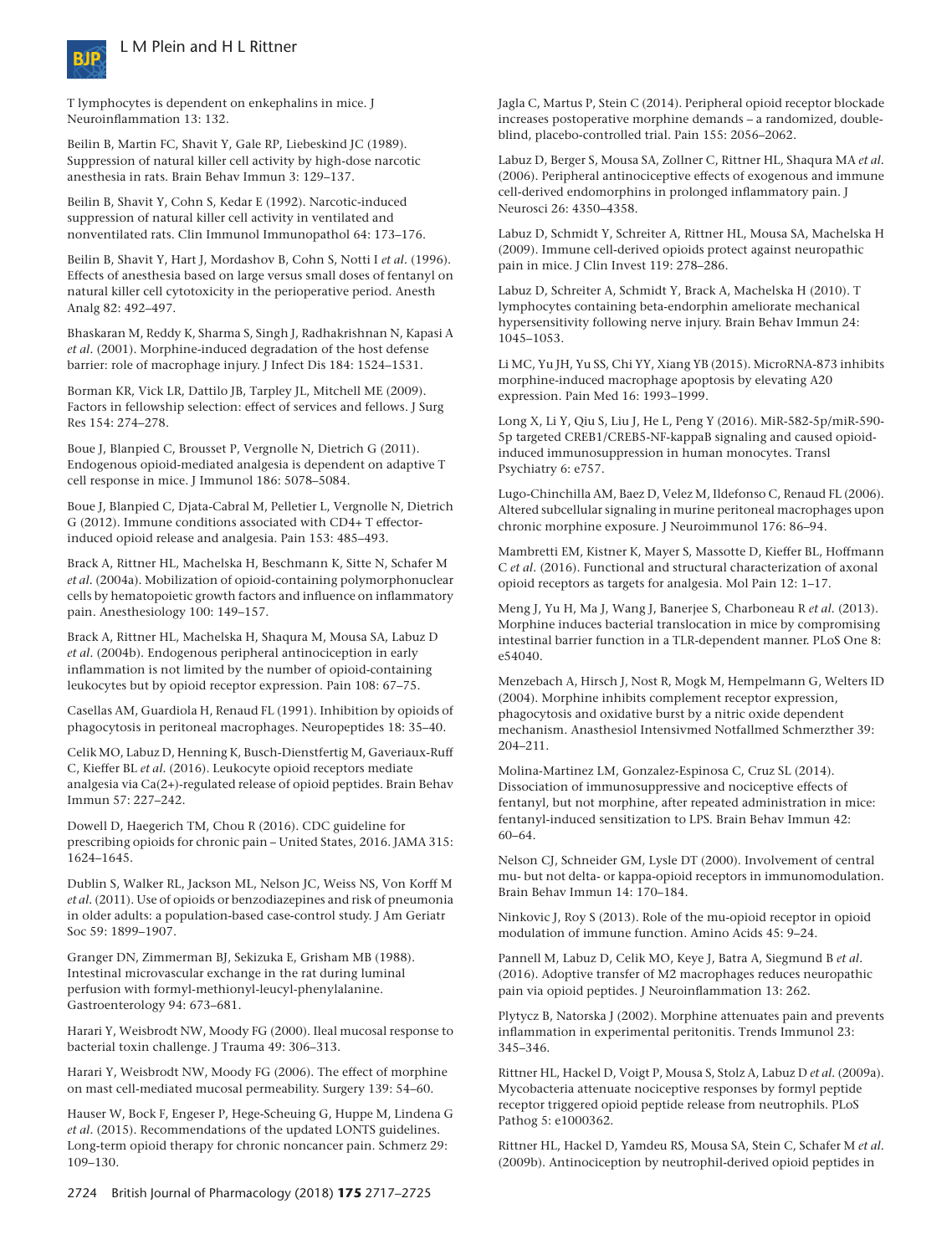T lymphocytes is dependent on enkephalins in mice. J Neuroinflammation 13: 132.

Beilin B, Martin FC, Shavit Y, Gale RP, Liebeskind JC (1989). Suppression of natural killer cell activity by high-dose narcotic anesthesia in rats. Brain Behav Immun 3: 129–137.

Beilin B, Shavit Y, Cohn S, Kedar E (1992). Narcotic-induced suppression of natural killer cell activity in ventilated and nonventilated rats. Clin Immunol Immunopathol 64: 173–176.

Beilin B, Shavit Y, Hart J, Mordashov B, Cohn S, Notti I *et al.* (1996). Effects of anesthesia based on large versus small doses of fentanyl on natural killer cell cytotoxicity in the perioperative period. Anesth Analg 82: 492–497.

Bhaskaran M, Reddy K, Sharma S, Singh J, Radhakrishnan N, Kapasi A *et al.* (2001). Morphine-induced degradation of the host defense barrier: role of macrophage injury. J Infect Dis 184: 1524–1531.

Borman KR, Vick LR, Dattilo JB, Tarpley JL, Mitchell ME (2009). Factors in fellowship selection: effect of services and fellows. J Surg Res 154: 274–278.

Boue J, Blanpied C, Brousset P, Vergnolle N, Dietrich G (2011). Endogenous opioid-mediated analgesia is dependent on adaptive T cell response in mice. J Immunol 186: 5078–5084.

Boue J, Blanpied C, Djata-Cabral M, Pelletier L, Vergnolle N, Dietrich G (2012). Immune conditions associated with CD4+ T effector-induced opioid release and analgesia. Pain 153: 485–493.

Brack A, Rittner HL, Machelska H, Beschmann K, Sitte N, Schafer M *et al.* (2004a). Mobilization of opioid-containing polymorphonuclear cells by hematopoietic growth factors and influence on inflammatory pain. Anesthesiology 100: 149–157.

Brack A, Rittner HL, Machelska H, Shaqura M, Mousa SA, Labuz D *et al.* (2004b). Endogenous peripheral antinociception in early inflammation is not limited by the number of opioid-containing leukocytes but by opioid receptor expression. Pain 108: 67–75.

Casellas AM, Guardiola H, Renaud FL (1991). Inhibition by opioids of phagocytosis in peritoneal macrophages. Neuropeptides 18: 35–40.

Celik MO, Labuz D, Henning K, Busch-Dienstfertig M, Gaveriaux-Ruff C, Kieffer BL *et al.* (2016). Leukocyte opioid receptors mediate analgesia via Ca(2+)-regulated release of opioid peptides. Brain Behav Immun 57: 227–242.

Dowell D, Haegerich TM, Chou R (2016). CDC guideline for prescribing opioids for chronic pain – United States, 2016. JAMA 315: 1624–1645.

Dublin S, Walker RL, Jackson ML, Nelson JC, Weiss NS, Von Korff M *et al.* (2011). Use of opioids or benzodiazepines and risk of pneumonia in older adults: a population-based case-control study. J Am Geriatr Soc 59: 1899–1907.

Granger DN, Zimmerman BJ, Sekizuka E, Grisham MB (1988). Intestinal microvascular exchange in the rat during luminal perfusion with formyl-methionyl-leucyl-phenylalanine. Gastroenterology 94: 673–681.

Harari Y, Weisbrodt NW, Moody FG (2000). Ileal mucosal response to bacterial toxin challenge. J Trauma 49: 306–313.

Harari Y, Weisbrodt NW, Moody FG (2006). The effect of morphine on mast cell-mediated mucosal permeability. Surgery 139: 54–60.

Hauser W, Bock F, Engeser P, Hege-Scheuing G, Huppe M, Lindena G *et al.* (2015). Recommendations of the updated LONTS guidelines. Long-term opioid therapy for chronic noncancer pain. Schmerz 29: 109–130.

Jagla C, Martus P, Stein C (2014). Peripheral opioid receptor blockade increases postoperative morphine demands – a randomized, double-blind, placebo-controlled trial. Pain 155: 2056–2062.

Labuz D, Berger S, Mousa SA, Zollner C, Rittner HL, Shaqura MA *et al.* (2006). Peripheral antinociceptive effects of exogenous and immune cell-derived endomorphins in prolonged inflammatory pain. J Neurosci 26: 4350–4358.

Labuz D, Schmidt Y, Schreiter A, Rittner HL, Mousa SA, Machelska H (2009). Immune cell-derived opioids protect against neuropathic pain in mice. J Clin Invest 119: 278–286.

Labuz D, Schreiter A, Schmidt Y, Brack A, Machelska H (2010). T lymphocytes containing beta-endorphin ameliorate mechanical hypersensitivity following nerve injury. Brain Behav Immun 24: 1045–1053.

Li MC, Yu JH, Yu SS, Chi YY, Xiang YB (2015). MicroRNA-873 inhibits morphine-induced macrophage apoptosis by elevating A20 expression. Pain Med 16: 1993–1999.

Long X, Li Y, Qiu S, Liu J, He L, Peng Y (2016). MiR-582-5p/miR-590-5p targeted CREB1/CREB5-NF-kappaB signaling and caused opioid-induced immunosuppression in human monocytes. Transl Psychiatry 6: e757.

Lugo-Chinchilla AM, Baez D, Velez M, Ildefonso C, Renaud FL (2006). Altered subcellular signaling in murine peritoneal macrophages upon chronic morphine exposure. J Neuroimmunol 176: 86–94.

Mambretti EM, Kistner K, Mayer S, Massotte D, Kieffer BL, Hoffmann C *et al.* (2016). Functional and structural characterization of axonal opioid receptors as targets for analgesia. Mol Pain 12: 1–17.

Meng J, Yu H, Ma J, Wang J, Banerjee S, Charboneau R *et al.* (2013). Morphine induces bacterial translocation in mice by compromising intestinal barrier function in a TLR-dependent manner. PLoS One 8: e54040.

Menzebach A, Hirsch J, Nost R, Mogk M, Hempelmann G, Welters ID (2004). Morphine inhibits complement receptor expression, phagocytosis and oxidative burst by a nitric oxide dependent mechanism. Anasthesiol Intensivmed Notfallmed Schmerzther 39: 204–211.

Molina-Martinez LM, Gonzalez-Espinosa C, Cruz SL (2014). Dissociation of immunosuppressive and nociceptive effects of fentanyl, but not morphine, after repeated administration in mice: fentanyl-induced sensitization to LPS. Brain Behav Immun 42: 60–64.

Nelson CJ, Schneider GM, Lysle DT (2000). Involvement of central mu- but not delta- or kappa-opioid receptors in immunomodulation. Brain Behav Immun 14: 170–184.

Ninkovic J, Roy S (2013). Role of the mu-opioid receptor in opioid modulation of immune function. Amino Acids 45: 9–24.

Pannell M, Labuz D, Celik MO, Keye J, Batra A, Siegmund B *et al.* (2016). Adoptive transfer of M2 macrophages reduces neuropathic pain via opioid peptides. J Neuroinflammation 13: 262.

Plytycz B, Natorska J (2002). Morphine attenuates pain and prevents inflammation in experimental peritonitis. Trends Immunol 23: 345–346.

Rittner HL, Hackel D, Voigt P, Mousa S, Stolz A, Labuz D *et al.* (2009a). Mycobacteria attenuate nociceptive responses by formyl peptide receptor triggered opioid peptide release from neutrophils. PLoS Pathog 5: e1000362.

Rittner HL, Hackel D, Yamdeu RS, Mousa SA, Stein C, Schafer M *et al.* (2009b). Antinociception by neutrophil-derived opioid peptides in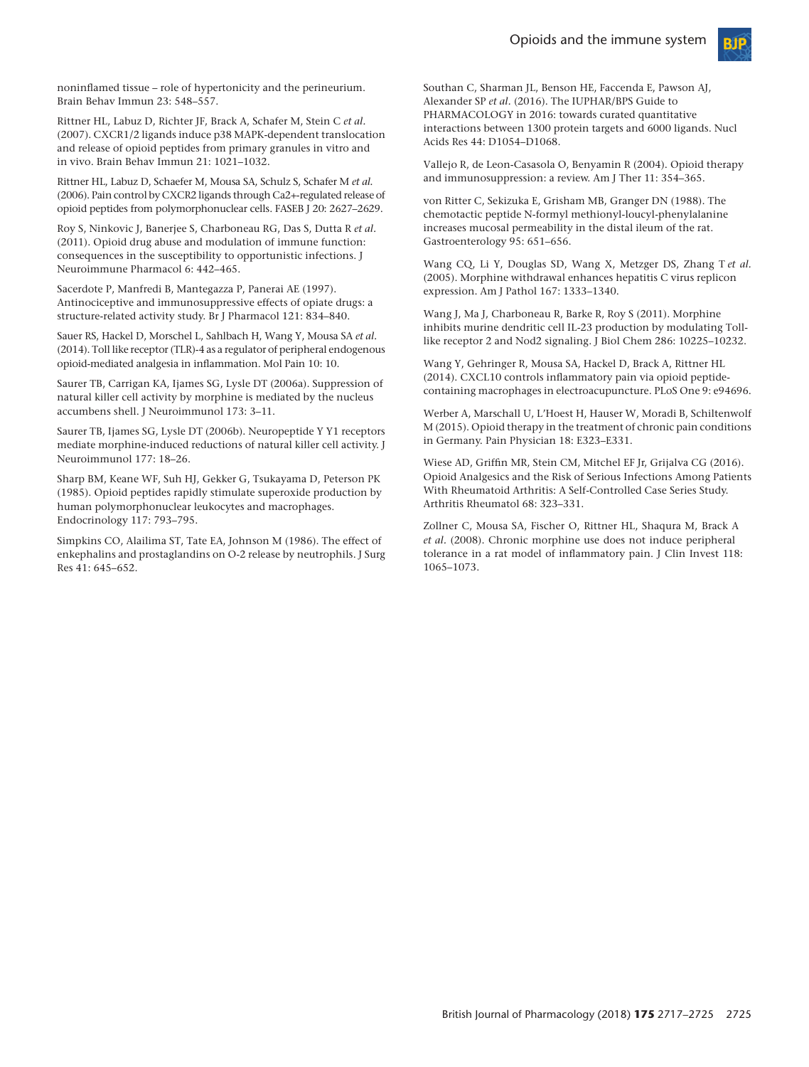noninflamed tissue – role of hypertonicity and the perineurium. Brain Behav Immun 23: 548–557.

Rittner HL, Labuz D, Richter JF, Brack A, Schafer M, Stein C *et al*. (2007). CXCR1/2 ligands induce p38 MAPK-dependent translocation and release of opioid peptides from primary granules in vitro and in vivo. Brain Behav Immun 21: 1021–1032.

Rittner HL, Labuz D, Schaefer M, Mousa SA, Schulz S, Schafer M *et al*. (2006). Pain control by CXCR2 ligands through Ca2+-regulated release of opioid peptides from polymorphonuclear cells. FASEB J 20: 2627–2629.

Roy S, Ninkovic J, Banerjee S, Charboneau RG, Das S, Dutta R *et al*. (2011). Opioid drug abuse and modulation of immune function: consequences in the susceptibility to opportunistic infections. J Neuroimmune Pharmacol 6: 442–465.

Sacerdote P, Manfredi B, Mantegazza P, Panerai AE (1997). Antinociceptive and immunosuppressive effects of opiate drugs: a structure-related activity study. Br J Pharmacol 121: 834–840.

Sauer RS, Hackel D, Morschel L, Sahlbach H, Wang Y, Mousa SA *et al*. (2014). Toll like receptor (TLR)-4 as a regulator of peripheral endogenous opioid-mediated analgesia in inflammation. Mol Pain 10: 10.

Saurer TB, Carrigan KA, Ijames SG, Lysle DT (2006a). Suppression of natural killer cell activity by morphine is mediated by the nucleus accumbens shell. J Neuroimmunol 173: 3–11.

Saurer TB, Ijames SG, Lysle DT (2006b). Neuropeptide Y Y1 receptors mediate morphine-induced reductions of natural killer cell activity. J Neuroimmunol 177: 18–26.

Sharp BM, Keane WF, Suh HJ, Gekker G, Tsukayama D, Peterson PK (1985). Opioid peptides rapidly stimulate superoxide production by human polymorphonuclear leukocytes and macrophages. Endocrinology 117: 793–795.

Simpkins CO, Alailima ST, Tate EA, Johnson M (1986). The effect of enkephalins and prostaglandins on O-2 release by neutrophils. J Surg Res 41: 645–652.

Southan C, Sharman JL, Benson HE, Faccenda E, Pawson AJ, Alexander SP *et al*. (2016). The IUPHAR/BPS Guide to PHARMACOLOGY in 2016: towards curated quantitative interactions between 1300 protein targets and 6000 ligands. Nucl Acids Res 44: D1054–D1068.

Vallejo R, de Leon-Casasola O, Benyamin R (2004). Opioid therapy and immunosuppression: a review. Am J Ther 11: 354–365.

von Ritter C, Sekizuka E, Grisham MB, Granger DN (1988). The chemotactic peptide N-formyl methionyl-loucyl-phenylalanine increases mucosal permeability in the distal ileum of the rat. Gastroenterology 95: 651–656.

Wang CQ, Li Y, Douglas SD, Wang X, Metzger DS, Zhang T *et al*. (2005). Morphine withdrawal enhances hepatitis C virus replicon expression. Am J Pathol 167: 1333–1340.

Wang J, Ma J, Charboneau R, Barke R, Roy S (2011). Morphine inhibits murine dendritic cell IL-23 production by modulating Toll-like receptor 2 and Nod2 signaling. J Biol Chem 286: 10225–10232.

Wang Y, Gehringer R, Mousa SA, Hackel D, Brack A, Rittner HL (2014). CXCL10 controls inflammatory pain via opioid peptide-containing macrophages in electroacupuncture. PLoS One 9: e94696.

Werber A, Marschall U, L'Hoest H, Hauser W, Moradi B, Schiltenwolf M (2015). Opioid therapy in the treatment of chronic pain conditions in Germany. Pain Physician 18: E323–E331.

Wiese AD, Griffin MR, Stein CM, Mitchel EF Jr, Grijalva CG (2016). Opioid Analgesics and the Risk of Serious Infections Among Patients With Rheumatoid Arthritis: A Self-Controlled Case Series Study. Arthritis Rheumatol 68: 323–331.

Zollner C, Mousa SA, Fischer O, Rittner HL, Shaqura M, Brack A *et al*. (2008). Chronic morphine use does not induce peripheral tolerance in a rat model of inflammatory pain. J Clin Invest 118: 1065–1073.